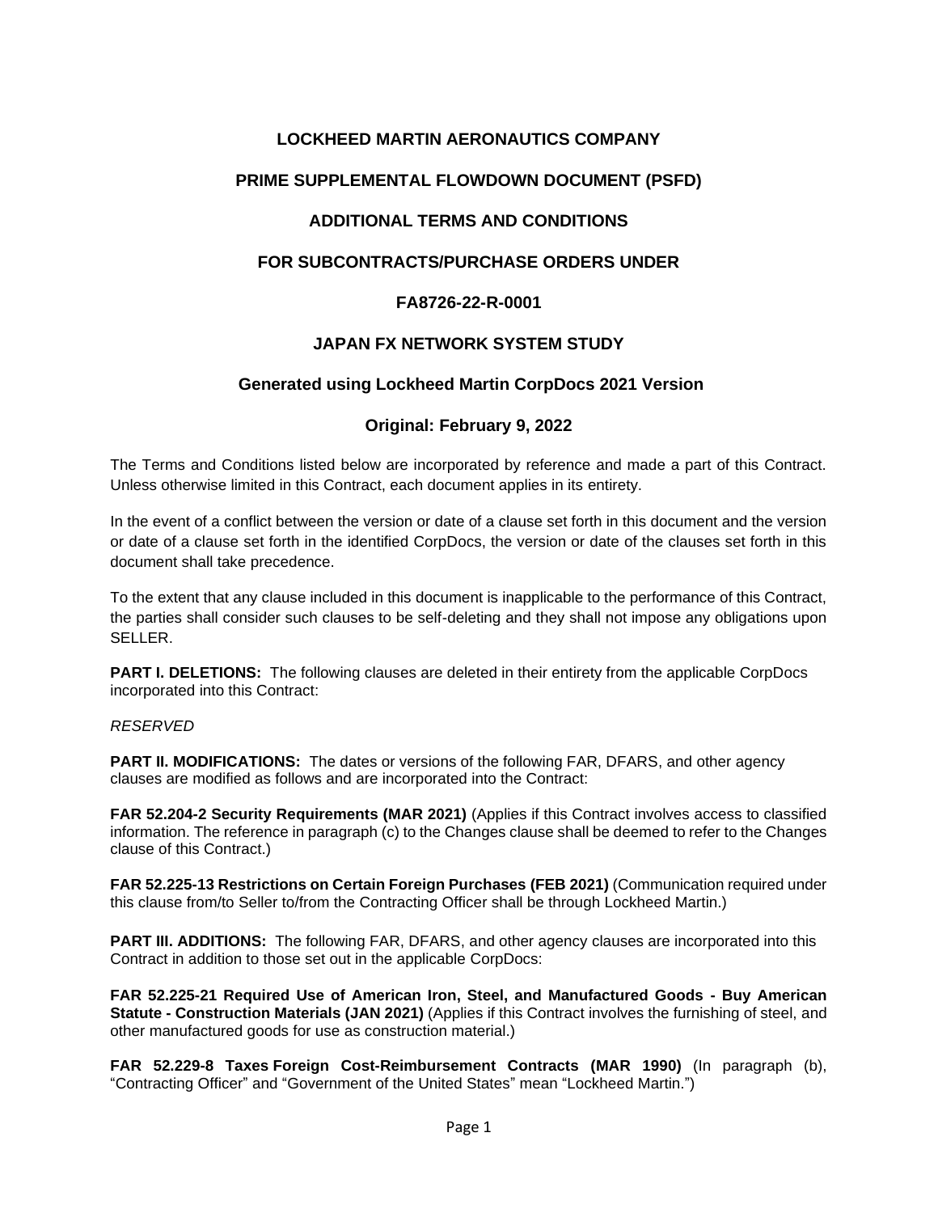# LOCKHEED MARTIN AERONAUTICS COMPANY

## PRIME SUPPLEMENTAL FLOWDOWN DOCUMENT (PSFD)

## ADDITIONAL TERMS AND CONDITIONS

## FOR SUBCONTRACTS/PURCHASE ORDERS UNDER

## FA8726-22-R-0001

## JAPAN FX NETWORK SYSTEM STUDY

### Generated using Lockheed Martin CorpDocs 2021 Version

### Original: February 9, 2022

The Terms and Conditions listed below are incorporated by reference and made a part of this Contract. Unless otherwise limited in this Contract, each document applies in its entirety.

In the event of a conflict between the version or date of a clause set forth in this document and the version or date of a clause set forth in the identified CorpDocs, the version or date of the clauses set forth in this document shall take precedence.

To the extent that any clause included in this document is inapplicable to the performance of this Contract, the parties shall consider such clauses to be self-deleting and they shall not impose any obligations upon SELLER.

**PART I. DELETIONS:** The following clauses are deleted in their entirety from the applicable CorpDocs incorporated into this Contract:

*RESERVED*

**PART II. MODIFICATIONS:** The dates or versions of the following FAR, DFARS, and other agency clauses are modified as follows and are incorporated into the Contract:

**FAR 52.204-2 Security Requirements (MAR 2021)** (Applies if this Contract involves access to classified information. The reference in paragraph (c) to the Changes clause shall be deemed to refer to the Changes clause of this Contract.)

**FAR 52.225-13 Restrictions on Certain Foreign Purchases (FEB 2021)** (Communication required under this clause from/to Seller to/from the Contracting Officer shall be through Lockheed Martin.)

**PART III. ADDITIONS:** The following FAR, DFARS, and other agency clauses are incorporated into this Contract in addition to those set out in the applicable CorpDocs:

**FAR 52.225-21 Required Use of American Iron, Steel, and Manufactured Goods - Buy American Statute - Construction Materials (JAN 2021)** (Applies if this Contract involves the furnishing of steel, and other manufactured goods for use as construction material.)

**FAR 52.229-8 Taxes Foreign Cost-Reimbursement Contracts (MAR 1990)** (In paragraph (b), "Contracting Officer" and "Government of the United States" mean "Lockheed Martin.")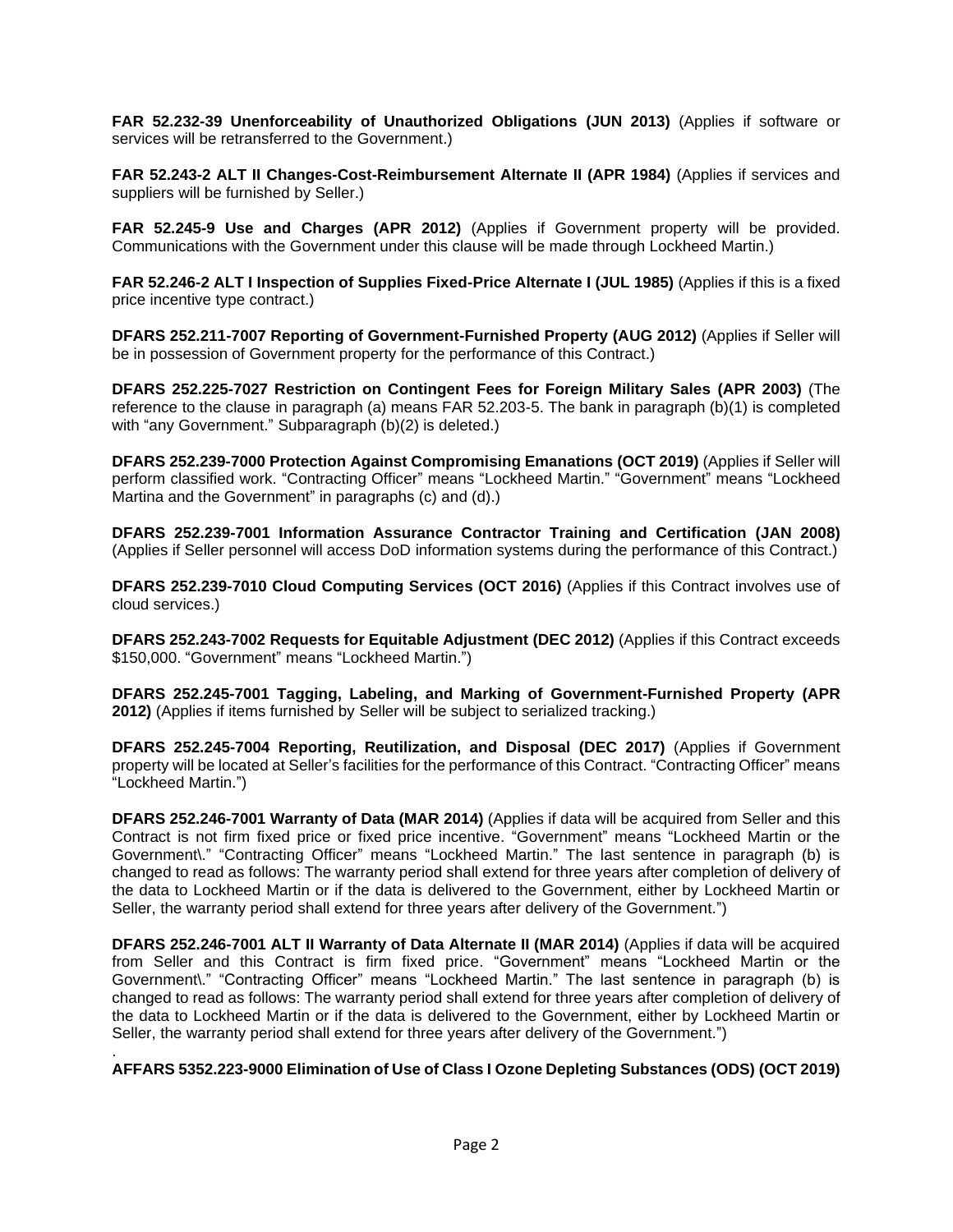**FAR 52.232-39 Unenforceability of Unauthorized Obligations (JUN 2013)** (Applies if software or services will be retransferred to the Government.)

**FAR 52.243-2 ALT II Changes-Cost-Reimbursement Alternate II (APR 1984)** (Applies if services and suppliers will be furnished by Seller.)

**FAR 52.245-9 Use and Charges (APR 2012)** (Applies if Government property will be provided. Communications with the Government under this clause will be made through Lockheed Martin.)

**FAR 52.246-2 ALT I Inspection of Supplies Fixed-Price Alternate I (JUL 1985)** (Applies if this is a fixed price incentive type contract.)

**DFARS 252.211-7007 Reporting of Government-Furnished Property (AUG 2012)** (Applies if Seller will be in possession of Government property for the performance of this Contract.)

**DFARS 252.225-7027 Restriction on Contingent Fees for Foreign Military Sales (APR 2003)** (The reference to the clause in paragraph (a) means FAR 52.203-5. The bank in paragraph (b)(1) is completed with "any Government." Subparagraph (b)(2) is deleted.)

**DFARS 252.239-7000 Protection Against Compromising Emanations (OCT 2019)** (Applies if Seller will perform classified work. "Contracting Officer" means "Lockheed Martin." "Government" means "Lockheed Martina and the Government" in paragraphs (c) and (d).)

**DFARS 252.239-7001 Information Assurance Contractor Training and Certification (JAN 2008)** (Applies if Seller personnel will access DoD information systems during the performance of this Contract.)

**DFARS 252.239-7010 Cloud Computing Services (OCT 2016)** (Applies if this Contract involves use of cloud services.)

**DFARS 252.243-7002 Requests for Equitable Adjustment (DEC 2012)** (Applies if this Contract exceeds $150,000. "Government" means "Lockheed Martin.")

**DFARS 252.245-7001 Tagging, Labeling, and Marking of Government-Furnished Property (APR 2012)** (Applies if items furnished by Seller will be subject to serialized tracking.)

**DFARS 252.245-7004 Reporting, Reutilization, and Disposal (DEC 2017)** (Applies if Government property will be located at Seller's facilities for the performance of this Contract. "Contracting Officer" means "Lockheed Martin.")

**DFARS 252.246-7001 Warranty of Data (MAR 2014)** (Applies if data will be acquired from Seller and this Contract is not firm fixed price or fixed price incentive. "Government" means "Lockheed Martin or the Government\." "Contracting Officer" means "Lockheed Martin." The last sentence in paragraph (b) is changed to read as follows: The warranty period shall extend for three years after completion of delivery of the data to Lockheed Martin or if the data is delivered to the Government, either by Lockheed Martin or Seller, the warranty period shall extend for three years after delivery of the Government.")

**DFARS 252.246-7001 ALT II Warranty of Data Alternate II (MAR 2014)** (Applies if data will be acquired from Seller and this Contract is firm fixed price. "Government" means "Lockheed Martin or the Government\." "Contracting Officer" means "Lockheed Martin." The last sentence in paragraph (b) is changed to read as follows: The warranty period shall extend for three years after completion of delivery of the data to Lockheed Martin or if the data is delivered to the Government, either by Lockheed Martin or Seller, the warranty period shall extend for three years after delivery of the Government.")

.

**AFFARS 5352.223-9000 Elimination of Use of Class I Ozone Depleting Substances (ODS) (OCT 2019)**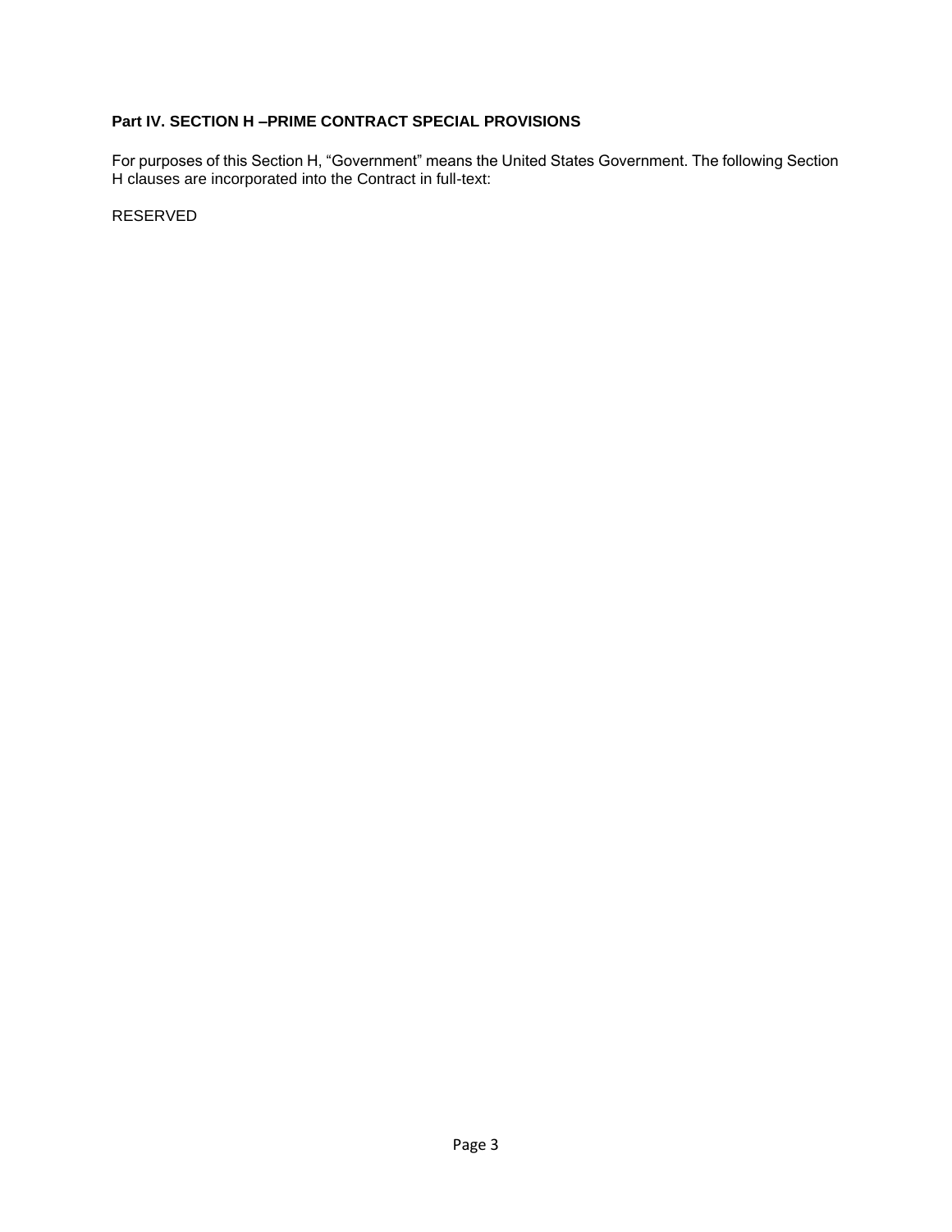**Part IV. SECTION H –PRIME CONTRACT SPECIAL PROVISIONS**

For purposes of this Section H, “Government” means the United States Government. The following Section H clauses are incorporated into the Contract in full-text:

RESERVED